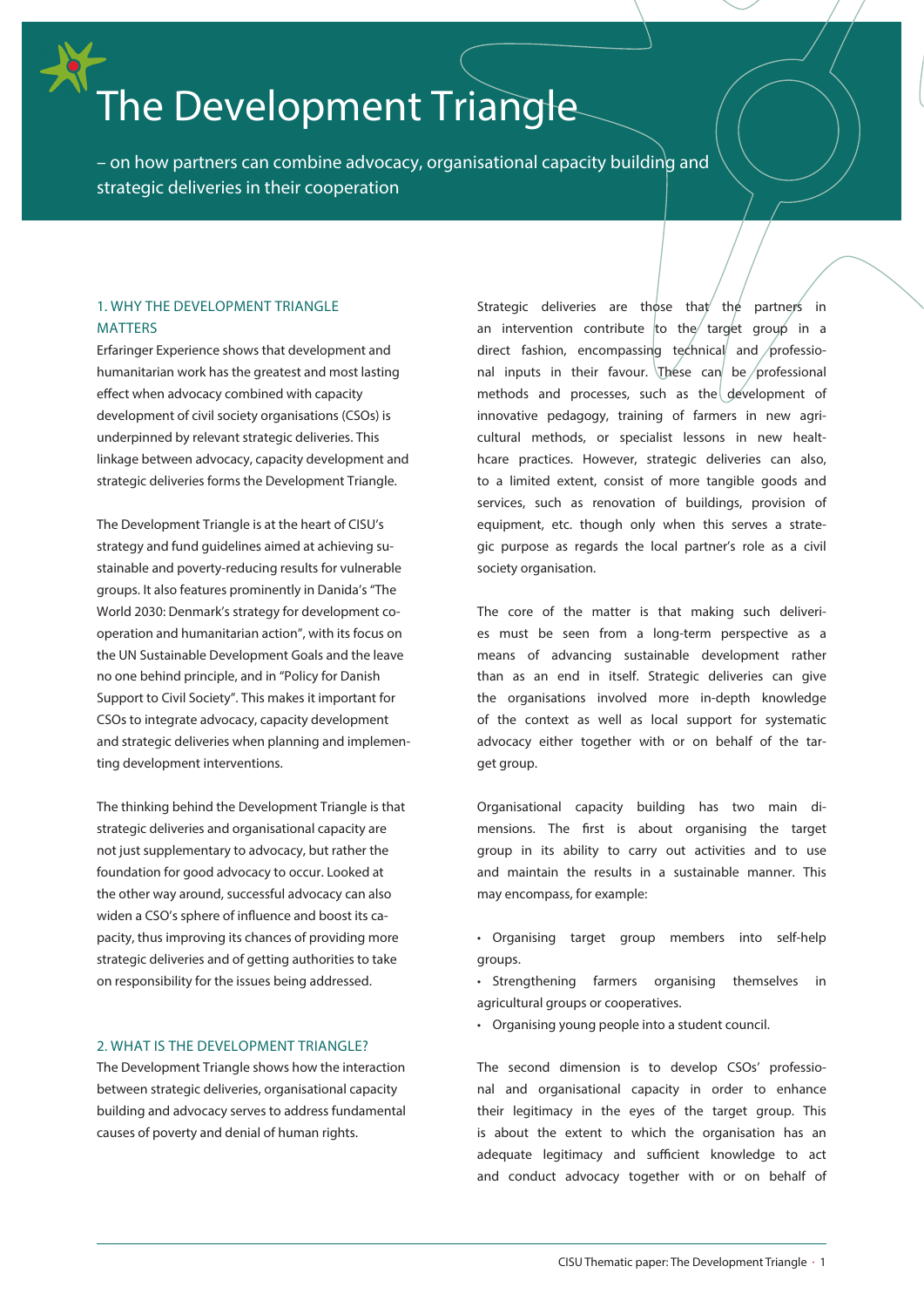# The Development Triangle

– on how partners can combine advocacy, organisational capacity building and strategic deliveries in their cooperation

## 1. WHY THE DEVELOPMENT TRIANGLE MATTERS

Erfaringer Experience shows that development and humanitarian work has the greatest and most lasting effect when advocacy combined with capacity development of civil society organisations (CSOs) is underpinned by relevant strategic deliveries. This linkage between advocacy, capacity development and strategic deliveries forms the Development Triangle.

The Development Triangle is at the heart of CISU's strategy and fund guidelines aimed at achieving sustainable and poverty-reducing results for vulnerable groups. It also features prominently in Danida's "The World 2030: Denmark's strategy for development co-operation and humanitarian action", with its focus on the UN Sustainable Development Goals and the leave no one behind principle, and in "Policy for Danish Support to Civil Society". This makes it important for CSOs to integrate advocacy, capacity development and strategic deliveries when planning and implementing development interventions.

The thinking behind the Development Triangle is that strategic deliveries and organisational capacity are not just supplementary to advocacy, but rather the foundation for good advocacy to occur. Looked at the other way around, successful advocacy can also widen a CSO's sphere of influence and boost its capacity, thus improving its chances of providing more strategic deliveries and of getting authorities to take on responsibility for the issues being addressed.

## 2. WHAT IS THE DEVELOPMENT TRIANGLE?

The Development Triangle shows how the interaction between strategic deliveries, organisational capacity building and advocacy serves to address fundamental causes of poverty and denial of human rights.

Strategic deliveries are those that the partners in an intervention contribute to the target group in a direct fashion, encompassing technical and professional inputs in their favour. These can be professional methods and processes, such as the development of innovative pedagogy, training of farmers in new agricultural methods, or specialist lessons in new healthcare practices. However, strategic deliveries can also, to a limited extent, consist of more tangible goods and services, such as renovation of buildings, provision of equipment, etc. though only when this serves a strategic purpose as regards the local partner's role as a civil society organisation.

The core of the matter is that making such deliveries must be seen from a long-term perspective as a means of advancing sustainable development rather than as an end in itself. Strategic deliveries can give the organisations involved more in-depth knowledge of the context as well as local support for systematic advocacy either together with or on behalf of the target group.

Organisational capacity building has two main dimensions. The first is about organising the target group in its ability to carry out activities and to use and maintain the results in a sustainable manner. This may encompass, for example:

- Organising target group members into self-help groups.
- Strengthening farmers organising themselves in agricultural groups or cooperatives.
- Organising young people into a student council.

The second dimension is to develop CSOs' professional and organisational capacity in order to enhance their legitimacy in the eyes of the target group. This is about the extent to which the organisation has an adequate legitimacy and sufficient knowledge to act and conduct advocacy together with or on behalf of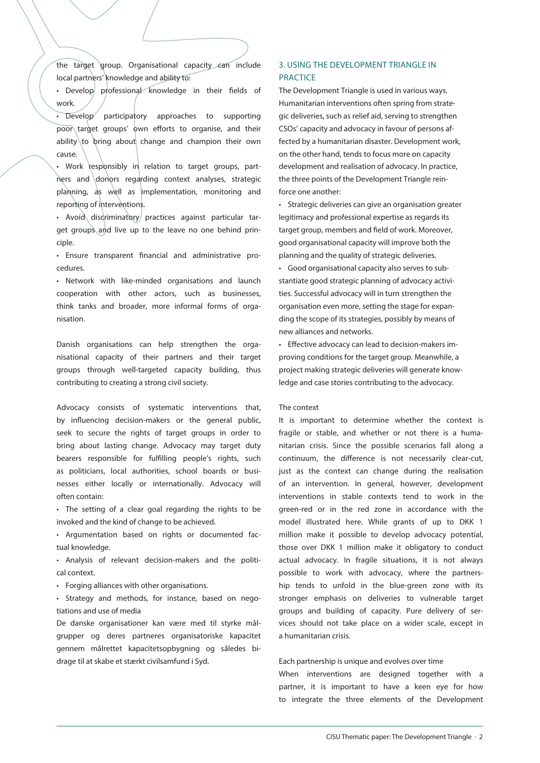the target group. Organisational capacity can include local partners' knowledge and ability to:

- Develop professional knowledge in their fields of work.
- Develop participatory approaches to supporting poor target groups' own efforts to organise, and their ability to bring about change and champion their own cause.
- Work responsibly in relation to target groups, partners and donors regarding context analyses, strategic planning, as well as implementation, monitoring and reporting of interventions.
- Avoid discriminatory practices against particular target groups and live up to the leave no one behind principle.
- Ensure transparent financial and administrative procedures.
- Network with like-minded organisations and launch cooperation with other actors, such as businesses, think tanks and broader, more informal forms of organisation.

Danish organisations can help strengthen the organisational capacity of their partners and their target groups through well-targeted capacity building, thus contributing to creating a strong civil society.

Advocacy consists of systematic interventions that, by influencing decision-makers or the general public, seek to secure the rights of target groups in order to bring about lasting change. Advocacy may target duty bearers responsible for fulfilling people's rights, such as politicians, local authorities, school boards or businesses either locally or internationally. Advocacy will often contain:

- The setting of a clear goal regarding the rights to be invoked and the kind of change to be achieved.
- Argumentation based on rights or documented factual knowledge.
- Analysis of relevant decision-makers and the political context.
- Forging alliances with other organisations.
- Strategy and methods, for instance, based on negotiations and use of media

De danske organisationer kan være med til styrke målgrupper og deres partneres organisatoriske kapacitet gennem målrettet kapacitetsopbygning og således bidrage til at skabe et stærkt civilsamfund i Syd.

## 3. USING THE DEVELOPMENT TRIANGLE IN PRACTICE

The Development Triangle is used in various ways. Humanitarian interventions often spring from strategic deliveries, such as relief aid, serving to strengthen CSOs' capacity and advocacy in favour of persons affected by a humanitarian disaster. Development work, on the other hand, tends to focus more on capacity development and realisation of advocacy. In practice, the three points of the Development Triangle reinforce one another:

- Strategic deliveries can give an organisation greater legitimacy and professional expertise as regards its target group, members and field of work. Moreover, good organisational capacity will improve both the planning and the quality of strategic deliveries.
- Good organisational capacity also serves to substantiate good strategic planning of advocacy activities. Successful advocacy will in turn strengthen the organisation even more, setting the stage for expanding the scope of its strategies, possibly by means of new alliances and networks.
- Effective advocacy can lead to decision-makers improving conditions for the target group. Meanwhile, a project making strategic deliveries will generate knowledge and case stories contributing to the advocacy.

The context

It is important to determine whether the context is fragile or stable, and whether or not there is a humanitarian crisis. Since the possible scenarios fall along a continuum, the difference is not necessarily clear-cut, just as the context can change during the realisation of an intervention. In general, however, development interventions in stable contexts tend to work in the green-red or in the red zone in accordance with the model illustrated here. While grants of up to DKK 1 million make it possible to develop advocacy potential, those over DKK 1 million make it obligatory to conduct actual advocacy. In fragile situations, it is not always possible to work with advocacy, where the partnership tends to unfold in the blue-green zone with its stronger emphasis on deliveries to vulnerable target groups and building of capacity. Pure delivery of services should not take place on a wider scale, except in a humanitarian crisis.

Each partnership is unique and evolves over time

When interventions are designed together with a partner, it is important to have a keen eye for how to integrate the three elements of the Development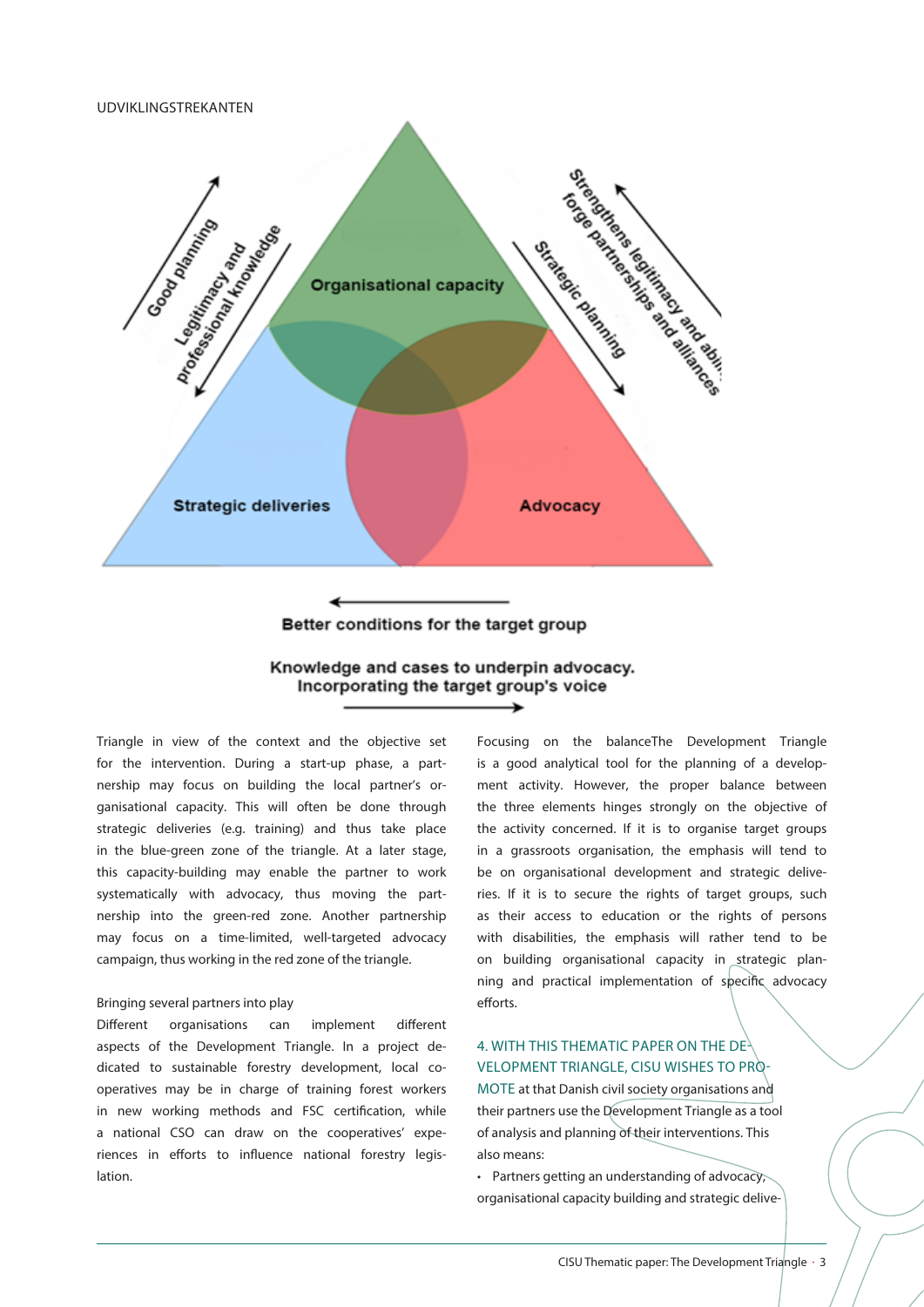UDVIKLINGSTREKANTEN

Organisational capacity

Strategic deliveries

Advocacy

Good planning

Legitimacy and professional knowledge

Strategic planning

Strengthens legitimacy and ability to forge partnerships and alliances

Better conditions for the target group

Knowledge and cases to underpin advocacy. Incorporating the target group's voice

Triangle in view of the context and the objective set for the intervention. During a start-up phase, a partnership may focus on building the local partner's organisational capacity. This will often be done through strategic deliveries (e.g. training) and thus take place in the blue-green zone of the triangle. At a later stage, this capacity-building may enable the partner to work systematically with advocacy, thus moving the partnership into the green-red zone. Another partnership may focus on a time-limited, well-targeted advocacy campaign, thus working in the red zone of the triangle.

Bringing several partners into play

Different organisations can implement different aspects of the Development Triangle. In a project dedicated to sustainable forestry development, local co-operatives may be in charge of training forest workers in new working methods and FSC certification, while a national CSO can draw on the cooperatives' experiences in efforts to influence national forestry legislation.

Focusing on the balanceThe Development Triangle is a good analytical tool for the planning of a development activity. However, the proper balance between the three elements hinges strongly on the objective of the activity concerned. If it is to organise target groups in a grassroots organisation, the emphasis will tend to be on organisational development and strategic deliveries. If it is to secure the rights of target groups, such as their access to education or the rights of persons with disabilities, the emphasis will rather tend to be on building organisational capacity in strategic planning and practical implementation of specific advocacy efforts.

4. WITH THIS THEMATIC PAPER ON THE DEVELOPMENT TRIANGLE, CISU WISHES TO PROMOTE at that Danish civil society organisations and their partners use the Development Triangle as a tool of analysis and planning of their interventions. This also means:

- Partners getting an understanding of advocacy, organisational capacity building and strategic delive-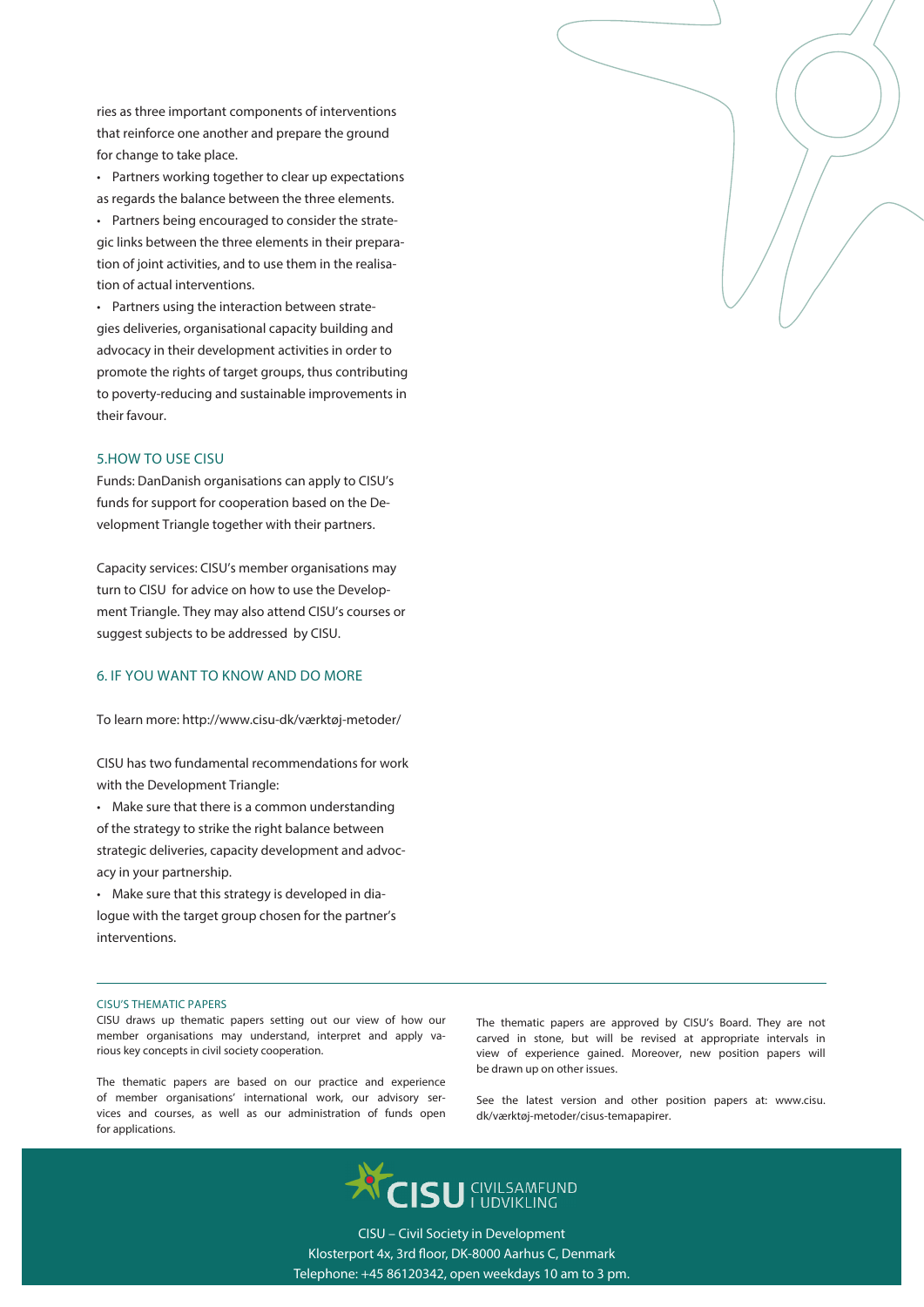ries as three important components of interventions that reinforce one another and prepare the ground for change to take place.

- Partners working together to clear up expectations as regards the balance between the three elements.
- Partners being encouraged to consider the strategic links between the three elements in their preparation of joint activities, and to use them in the realisation of actual interventions.
- Partners using the interaction between strategies deliveries, organisational capacity building and advocacy in their development activities in order to promote the rights of target groups, thus contributing to poverty-reducing and sustainable improvements in their favour.

## 5.HOW TO USE CISU

Funds: DanDanish organisations can apply to CISU's funds for support for cooperation based on the Development Triangle together with their partners.

Capacity services: CISU's member organisations may turn to CISU for advice on how to use the Development Triangle. They may also attend CISU's courses or suggest subjects to be addressed by CISU.

## 6. IF YOU WANT TO KNOW AND DO MORE

To learn more: http://www.cisu-dk/værktøj-metoder/

CISU has two fundamental recommendations for work with the Development Triangle:

- Make sure that there is a common understanding of the strategy to strike the right balance between strategic deliveries, capacity development and advocacy in your partnership.
- Make sure that this strategy is developed in dialogue with the target group chosen for the partner's interventions.

### CISU'S THEMATIC PAPERS

CISU draws up thematic papers setting out our view of how our member organisations may understand, interpret and apply various key concepts in civil society cooperation.

The thematic papers are based on our practice and experience of member organisations' international work, our advisory services and courses, as well as our administration of funds open for applications.

The thematic papers are approved by CISU's Board. They are not carved in stone, but will be revised at appropriate intervals in view of experience gained. Moreover, new position papers will be drawn up on other issues.

See the latest version and other position papers at: www.cisu.dk/værktøj-metoder/cisus-temapapirer.

CISU CIVILSAMFUND I UDVIKLING

CISU – Civil Society in Development
Klosterport 4x, 3rd floor, DK-8000 Aarhus C, Denmark
Telephone: +45 86120342, open weekdays 10 am to 3 pm.